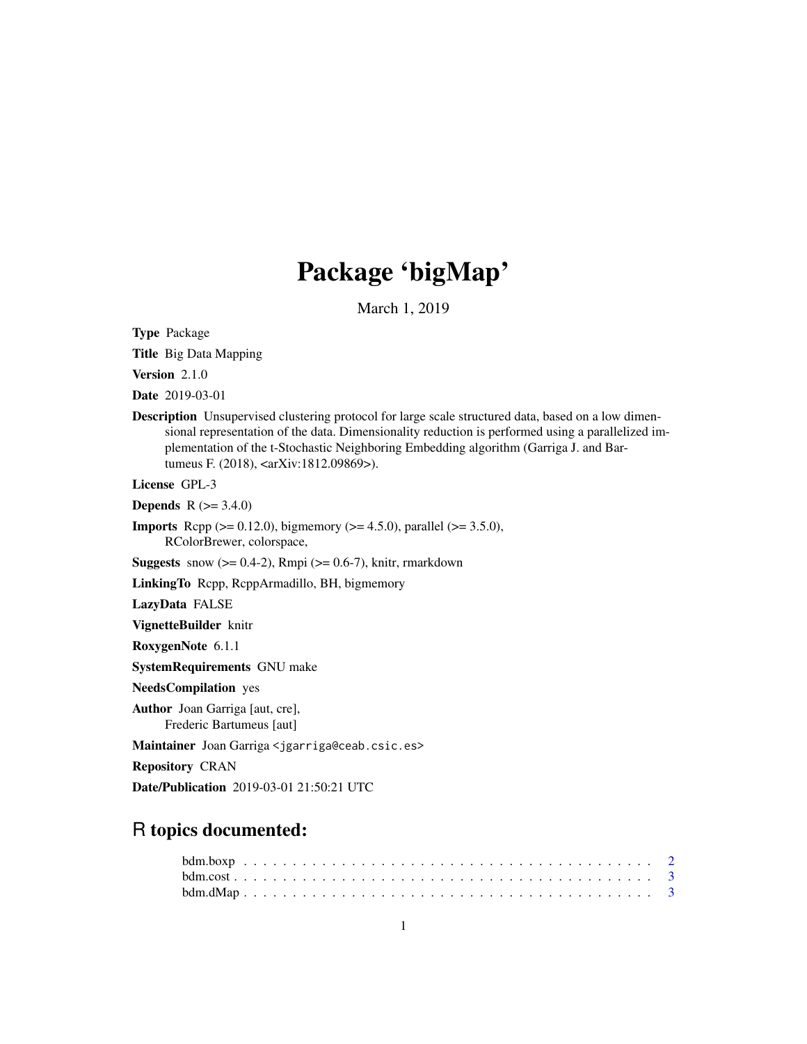# Package 'bigMap'

March 1, 2019

**Type** Package

**Title** Big Data Mapping

**Version** 2.1.0

**Date** 2019-03-01

**Description** Unsupervised clustering protocol for large scale structured data, based on a low dimensional representation of the data. Dimensionality reduction is performed using a parallelized implementation of the t-Stochastic Neighboring Embedding algorithm (Garriga J. and Bartumeus F. (2018), <arXiv:1812.09869>).

**License** GPL-3

**Depends** R (>= 3.4.0)

**Imports** Rcpp (>= 0.12.0), bigmemory (>= 4.5.0), parallel (>= 3.5.0), RColorBrewer, colorspace,

**Suggests** snow (>= 0.4-2), Rmpi (>= 0.6-7), knitr, rmarkdown

**LinkingTo** Rcpp, RcppArmadillo, BH, bigmemory

**LazyData** FALSE

**VignetteBuilder** knitr

**RoxygenNote** 6.1.1

**SystemRequirements** GNU make

**NeedsCompilation** yes

**Author** Joan Garriga [aut, cre], Frederic Bartumeus [aut]

**Maintainer** Joan Garriga <jgarriga@ceab.csic.es>

**Repository** CRAN

**Date/Publication** 2019-03-01 21:50:21 UTC

## R topics documented:

bdm.boxp . . . . . . . . . . . . . . . . . . . . . . . . . . . . . . . . . . . . . . . . 2
bdm.cost . . . . . . . . . . . . . . . . . . . . . . . . . . . . . . . . . . . . . . . . 3
bdm.dMap . . . . . . . . . . . . . . . . . . . . . . . . . . . . . . . . . . . . . . . 3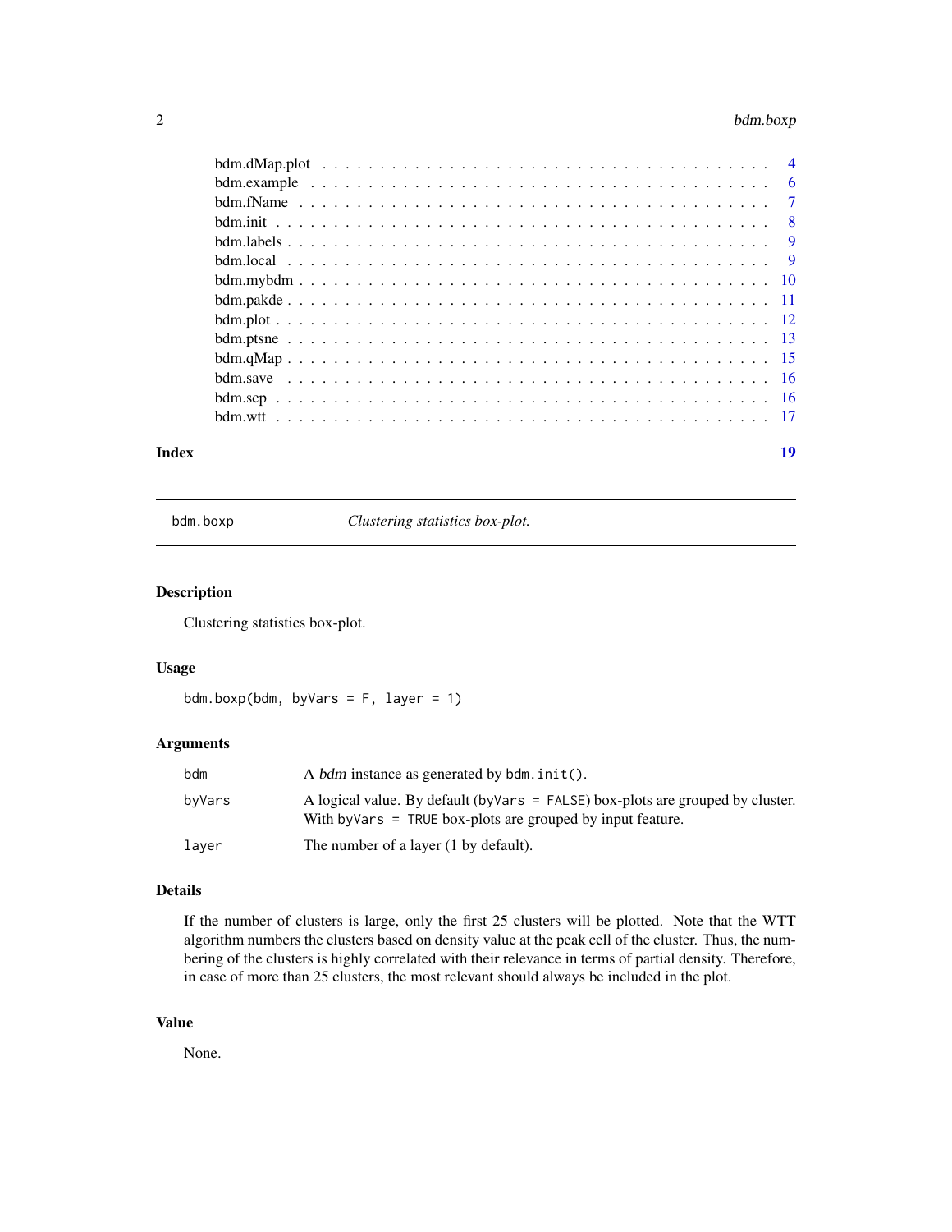| | |
|---|---|
| bdm.dMap.plot | 4 |
| bdm.example | 6 |
| bdm.fName | 7 |
| bdm.init | 8 |
| bdm.labels | 9 |
| bdm.local | 9 |
| bdm.mybdm | 10 |
| bdm.pakde | 11 |
| bdm.plot | 12 |
| bdm.ptsne | 13 |
| bdm.qMap | 15 |
| bdm.save | 16 |
| bdm.scp | 16 |
| bdm.wtt | 17 |

**Index** **19**

---

`bdm.boxp` *Clustering statistics box-plot.*

---

## Description

Clustering statistics box-plot.

## Usage

```
bdm.boxp(bdm, byVars = F, layer = 1)
```

## Arguments

| | |
|---|---|
| `bdm` | A *bdm* instance as generated by `bdm.init()`. |
| `byVars` | A logical value. By default (`byVars = FALSE`) box-plots are grouped by cluster. With `byVars = TRUE` box-plots are grouped by input feature. |
| `layer` | The number of a layer (1 by default). |

## Details

If the number of clusters is large, only the first 25 clusters will be plotted. Note that the WTT algorithm numbers the clusters based on density value at the peak cell of the cluster. Thus, the numbering of the clusters is highly correlated with their relevance in terms of partial density. Therefore, in case of more than 25 clusters, the most relevant should always be included in the plot.

## Value

None.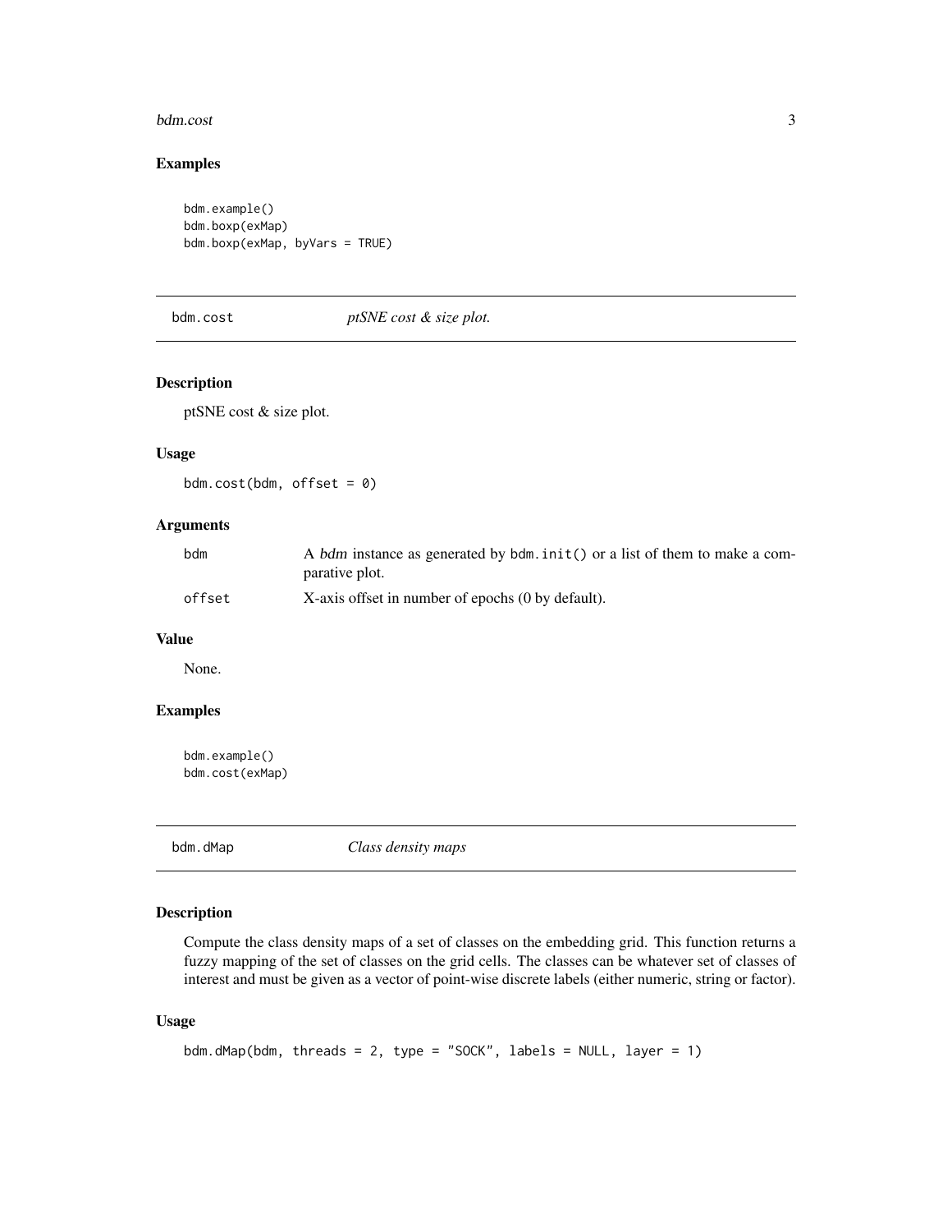## Examples

```
bdm.example()
bdm.boxp(exMap)
bdm.boxp(exMap, byVars = TRUE)
```

---

# bdm.cost — *ptSNE cost & size plot.*

---

### Description

ptSNE cost & size plot.

### Usage

```
bdm.cost(bdm, offset = 0)
```

### Arguments

| | |
|---|---|
| `bdm` | A *bdm* instance as generated by `bdm.init()` or a list of them to make a comparative plot. |
| `offset` | X-axis offset in number of epochs (0 by default). |

### Value

None.

### Examples

```
bdm.example()
bdm.cost(exMap)
```

---

# bdm.dMap — *Class density maps*

---

### Description

Compute the class density maps of a set of classes on the embedding grid. This function returns a fuzzy mapping of the set of classes on the grid cells. The classes can be whatever set of classes of interest and must be given as a vector of point-wise discrete labels (either numeric, string or factor).

### Usage

```
bdm.dMap(bdm, threads = 2, type = "SOCK", labels = NULL, layer = 1)
```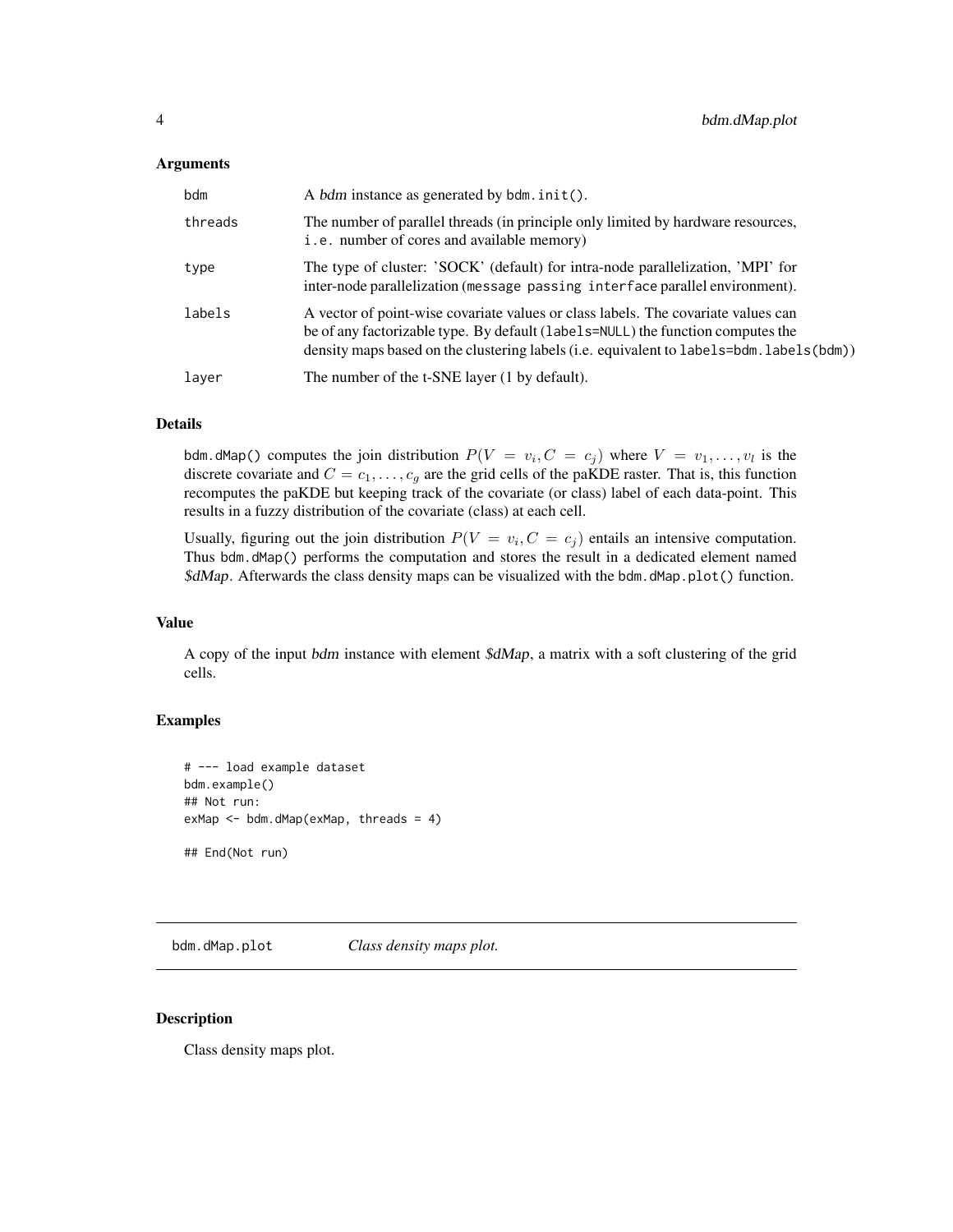### Arguments

| | |
|---|---|
| `bdm` | A *bdm* instance as generated by `bdm.init()`. |
| `threads` | The number of parallel threads (in principle only limited by hardware resources, `i.e.` number of cores and available memory) |
| `type` | The type of cluster: 'SOCK' (default) for intra-node parallelization, 'MPI' for inter-node parallelization (`message passing interface` parallel environment). |
| `labels` | A vector of point-wise covariate values or class labels. The covariate values can be of any factorizable type. By default (`labels=NULL`) the function computes the density maps based on the clustering labels (i.e. equivalent to `labels=bdm.labels(bdm)`) |
| `layer` | The number of the t-SNE layer (1 by default). |

### Details

`bdm.dMap()` computes the join distribution $P(V = v_i, C = c_j)$ where $V = v_1, \ldots, v_l$ is the discrete covariate and $C = c_1, \ldots, c_g$ are the grid cells of the paKDE raster. That is, this function recomputes the paKDE but keeping track of the covariate (or class) label of each data-point. This results in a fuzzy distribution of the covariate (class) at each cell.

Usually, figuring out the join distribution $P(V = v_i, C = c_j)$ entails an intensive computation. Thus `bdm.dMap()` performs the computation and stores the result in a dedicated element named *$dMap*. Afterwards the class density maps can be visualized with the `bdm.dMap.plot()` function.

### Value

A copy of the input *bdm* instance with element *$dMap*, a matrix with a soft clustering of the grid cells.

### Examples

```
# --- load example dataset
bdm.example()
## Not run:
exMap <- bdm.dMap(exMap, threads = 4)

## End(Not run)
```

---

## bdm.dMap.plot — *Class density maps plot.*

---

### Description

Class density maps plot.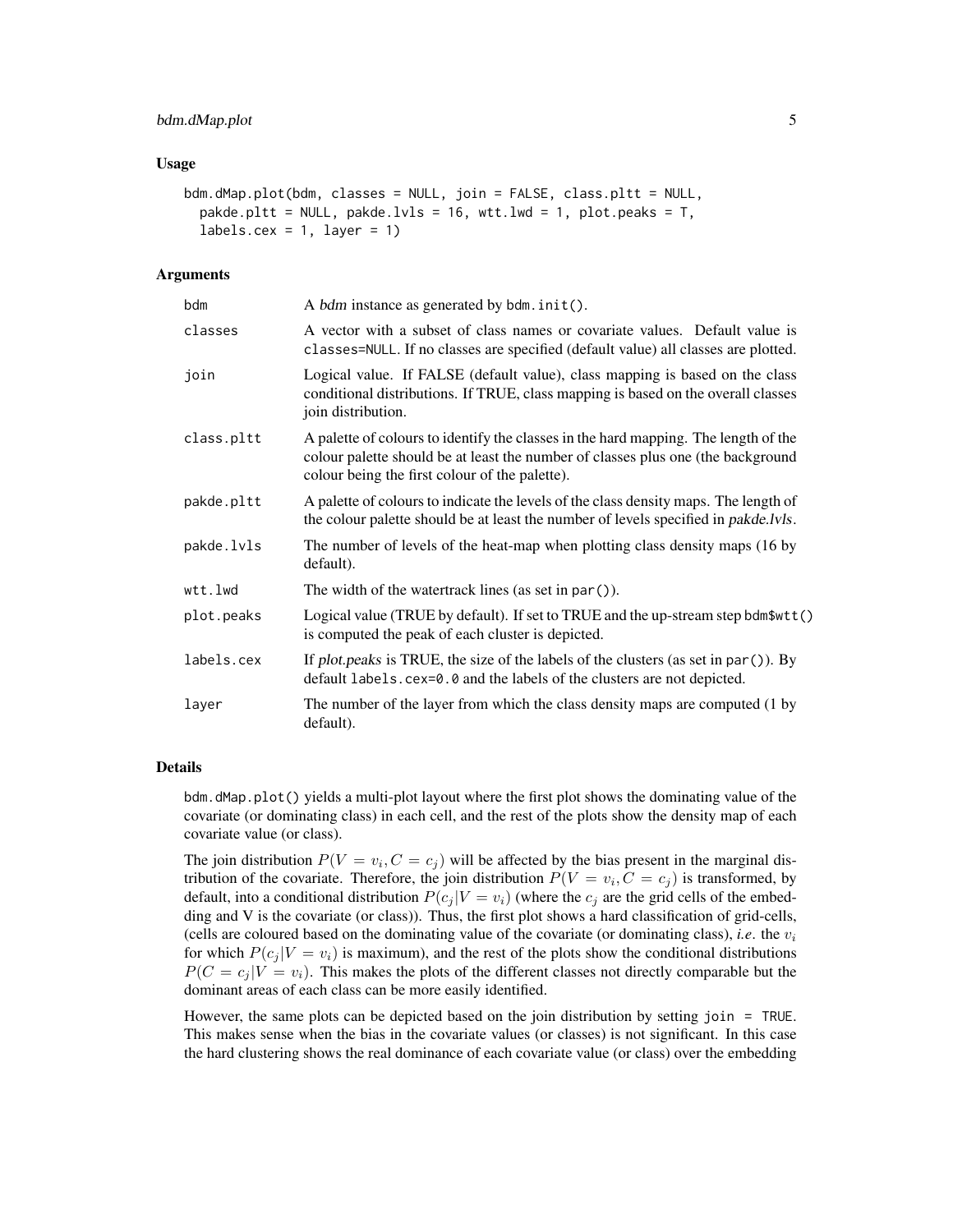### Usage

```
bdm.dMap.plot(bdm, classes = NULL, join = FALSE, class.pltt = NULL,
  pakde.pltt = NULL, pakde.lvls = 16, wtt.lwd = 1, plot.peaks = T,
  labels.cex = 1, layer = 1)
```

### Arguments

| | |
|---|---|
| `bdm` | A *bdm* instance as generated by `bdm.init()`. |
| `classes` | A vector with a subset of class names or covariate values. Default value is `classes=NULL`. If no classes are specified (default value) all classes are plotted. |
| `join` | Logical value. If FALSE (default value), class mapping is based on the class conditional distributions. If TRUE, class mapping is based on the overall classes join distribution. |
| `class.pltt` | A palette of colours to identify the classes in the hard mapping. The length of the colour palette should be at least the number of classes plus one (the background colour being the first colour of the palette). |
| `pakde.pltt` | A palette of colours to indicate the levels of the class density maps. The length of the colour palette should be at least the number of levels specified in *pakde.lvls*. |
| `pakde.lvls` | The number of levels of the heat-map when plotting class density maps (16 by default). |
| `wtt.lwd` | The width of the watertrack lines (as set in `par()`). |
| `plot.peaks` | Logical value (TRUE by default). If set to TRUE and the up-stream step `bdm$wtt()` is computed the peak of each cluster is depicted. |
| `labels.cex` | If *plot.peaks* is TRUE, the size of the labels of the clusters (as set in `par()`). By default `labels.cex=0.0` and the labels of the clusters are not depicted. |
| `layer` | The number of the layer from which the class density maps are computed (1 by default). |

### Details

`bdm.dMap.plot()` yields a multi-plot layout where the first plot shows the dominating value of the covariate (or dominating class) in each cell, and the rest of the plots show the density map of each covariate value (or class).

The join distribution $P(V = v_i, C = c_j)$ will be affected by the bias present in the marginal distribution of the covariate. Therefore, the join distribution $P(V = v_i, C = c_j)$ is transformed, by default, into a conditional distribution $P(c_j|V = v_i)$ (where the $c_j$ are the grid cells of the embedding and V is the covariate (or class)). Thus, the first plot shows a hard classification of grid-cells, (cells are coloured based on the dominating value of the covariate (or dominating class), *i.e.* the $v_i$ for which $P(c_j|V = v_i)$ is maximum), and the rest of the plots show the conditional distributions $P(C = c_j|V = v_i)$. This makes the plots of the different classes not directly comparable but the dominant areas of each class can be more easily identified.

However, the same plots can be depicted based on the join distribution by setting `join = TRUE`. This makes sense when the bias in the covariate values (or classes) is not significant. In this case the hard clustering shows the real dominance of each covariate value (or class) over the embedding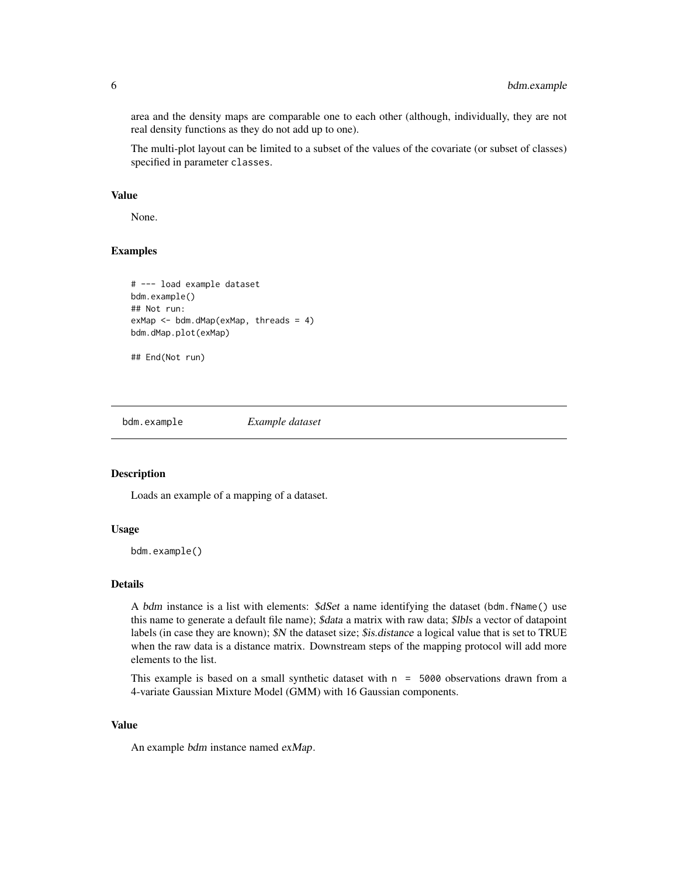area and the density maps are comparable one to each other (although, individually, they are not real density functions as they do not add up to one).

The multi-plot layout can be limited to a subset of the values of the covariate (or subset of classes) specified in parameter `classes`.

### Value

None.

### Examples

```
# --- load example dataset
bdm.example()
## Not run:
exMap <- bdm.dMap(exMap, threads = 4)
bdm.dMap.plot(exMap)

## End(Not run)
```

---

## bdm.example    *Example dataset*

---

### Description

Loads an example of a mapping of a dataset.

### Usage

```
bdm.example()
```

### Details

A *bdm* instance is a list with elements: *$dSet* a name identifying the dataset (`bdm.fName()` use this name to generate a default file name); *$data* a matrix with raw data; *$lbls* a vector of datapoint labels (in case they are known); *$N* the dataset size; *$is.distance* a logical value that is set to TRUE when the raw data is a distance matrix. Downstream steps of the mapping protocol will add more elements to the list.

This example is based on a small synthetic dataset with `n = 5000` observations drawn from a 4-variate Gaussian Mixture Model (GMM) with 16 Gaussian components.

### Value

An example *bdm* instance named *exMap*.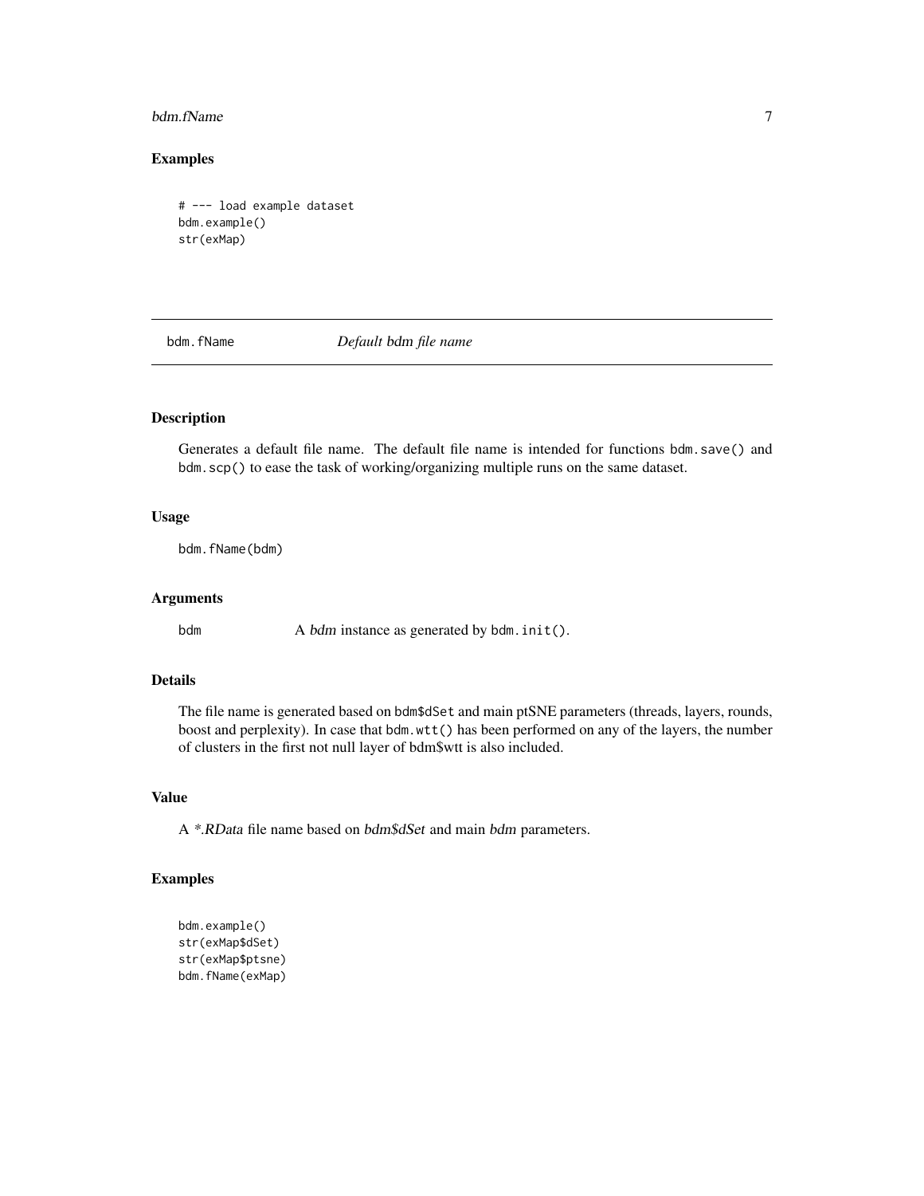## Examples

```
# --- load example dataset
bdm.example()
str(exMap)
```

---

# bdm.fName — *Default bdm file name*

## Description

Generates a default file name. The default file name is intended for functions bdm.save() and bdm.scp() to ease the task of working/organizing multiple runs on the same dataset.

## Usage

```
bdm.fName(bdm)
```

## Arguments

| | |
|---|---|
| bdm | A *bdm* instance as generated by bdm.init(). |

## Details

The file name is generated based on bdm$dSet and main ptSNE parameters (threads, layers, rounds, boost and perplexity). In case that bdm.wtt() has been performed on any of the layers, the number of clusters in the first not null layer of bdm$wtt is also included.

## Value

A *\*.RData* file name based on *bdm$dSet* and main *bdm* parameters.

## Examples

```
bdm.example()
str(exMap$dSet)
str(exMap$ptsne)
bdm.fName(exMap)
```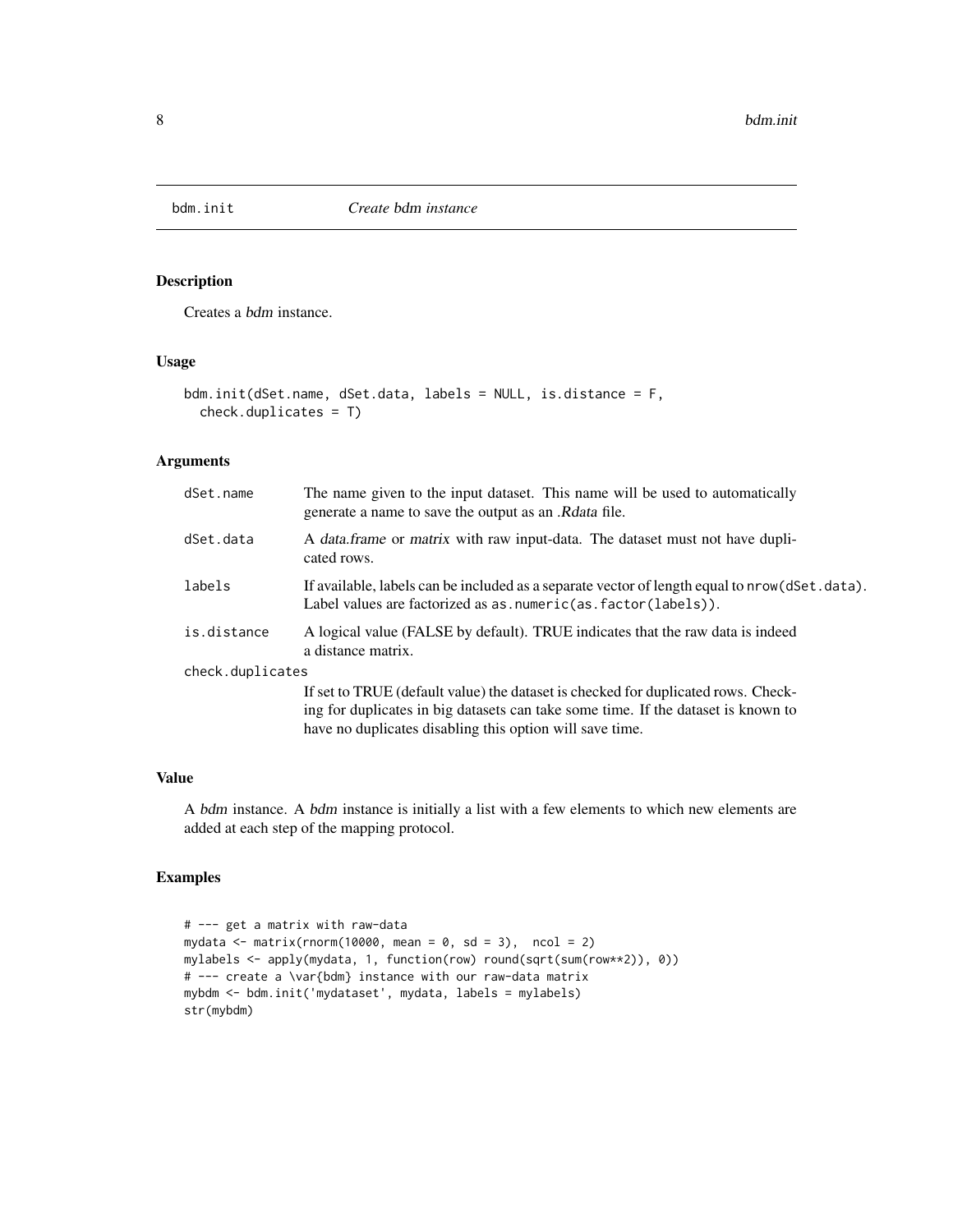## bdm.init — *Create bdm instance*

### Description

Creates a *bdm* instance.

### Usage

```
bdm.init(dSet.name, dSet.data, labels = NULL, is.distance = F,
  check.duplicates = T)
```

### Arguments

| Argument | Description |
| --- | --- |
| `dSet.name` | The name given to the input dataset. This name will be used to automatically generate a name to save the output as an *.Rdata* file. |
| `dSet.data` | A *data.frame* or *matrix* with raw input-data. The dataset must not have duplicated rows. |
| `labels` | If available, labels can be included as a separate vector of length equal to `nrow(dSet.data)`. Label values are factorized as `as.numeric(as.factor(labels))`. |
| `is.distance` | A logical value (FALSE by default). TRUE indicates that the raw data is indeed a distance matrix. |
| `check.duplicates` | If set to TRUE (default value) the dataset is checked for duplicated rows. Checking for duplicates in big datasets can take some time. If the dataset is known to have no duplicates disabling this option will save time. |

### Value

A *bdm* instance. A *bdm* instance is initially a list with a few elements to which new elements are added at each step of the mapping protocol.

### Examples

```
# --- get a matrix with raw-data
mydata <- matrix(rnorm(10000, mean = 0, sd = 3),  ncol = 2)
mylabels <- apply(mydata, 1, function(row) round(sqrt(sum(row**2)), 0))
# --- create a \var{bdm} instance with our raw-data matrix
mybdm <- bdm.init('mydataset', mydata, labels = mylabels)
str(mybdm)
```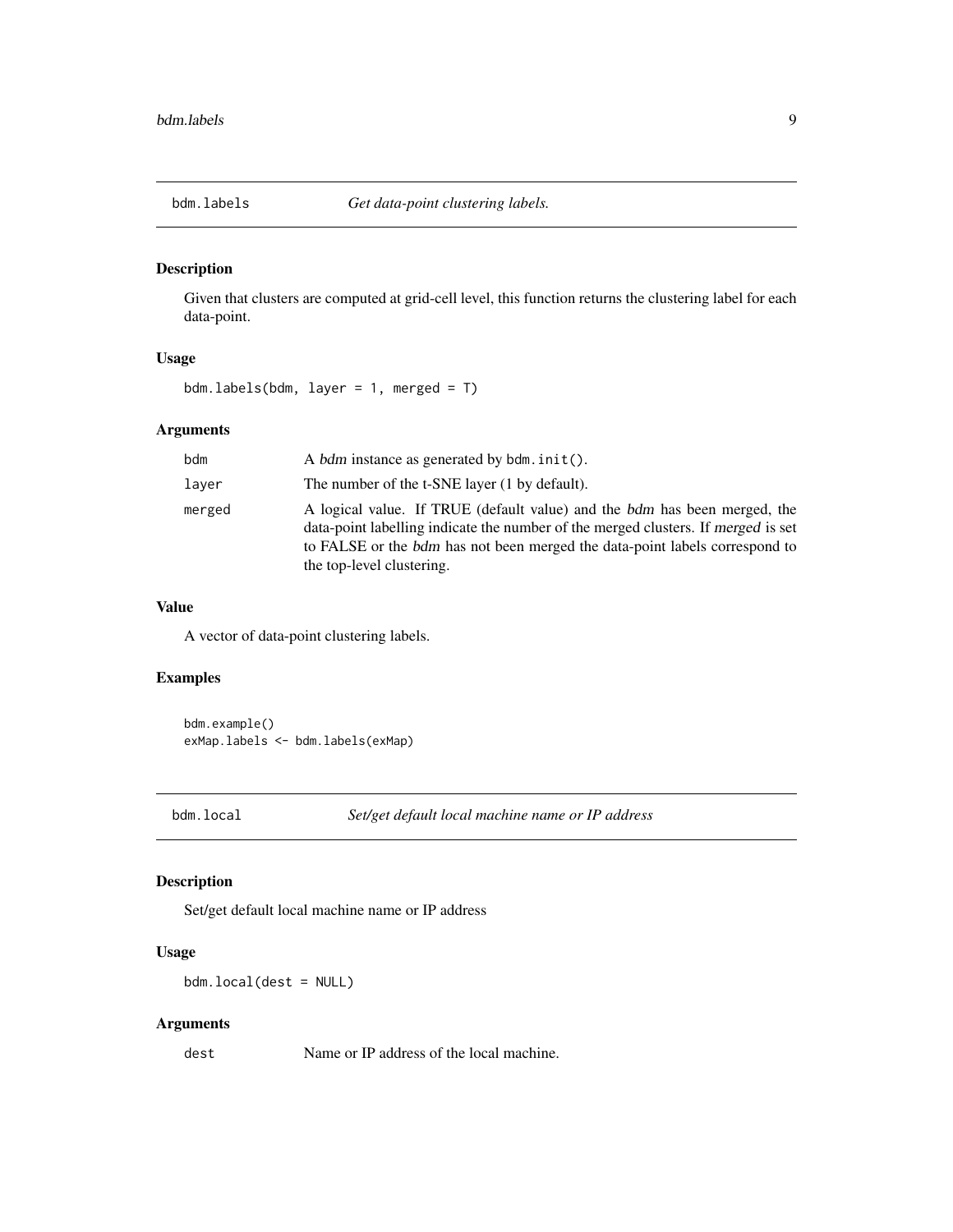## bdm.labels *Get data-point clustering labels.*

### Description

Given that clusters are computed at grid-cell level, this function returns the clustering label for each data-point.

### Usage

```
bdm.labels(bdm, layer = 1, merged = T)
```

### Arguments

| | |
|---|---|
| bdm | A *bdm* instance as generated by `bdm.init()`. |
| layer | The number of the t-SNE layer (1 by default). |
| merged | A logical value. If TRUE (default value) and the *bdm* has been merged, the data-point labelling indicate the number of the merged clusters. If *merged* is set to FALSE or the *bdm* has not been merged the data-point labels correspond to the top-level clustering. |

### Value

A vector of data-point clustering labels.

### Examples

```
bdm.example()
exMap.labels <- bdm.labels(exMap)
```

## bdm.local *Set/get default local machine name or IP address*

### Description

Set/get default local machine name or IP address

### Usage

```
bdm.local(dest = NULL)
```

### Arguments

| | |
|---|---|
| dest | Name or IP address of the local machine. |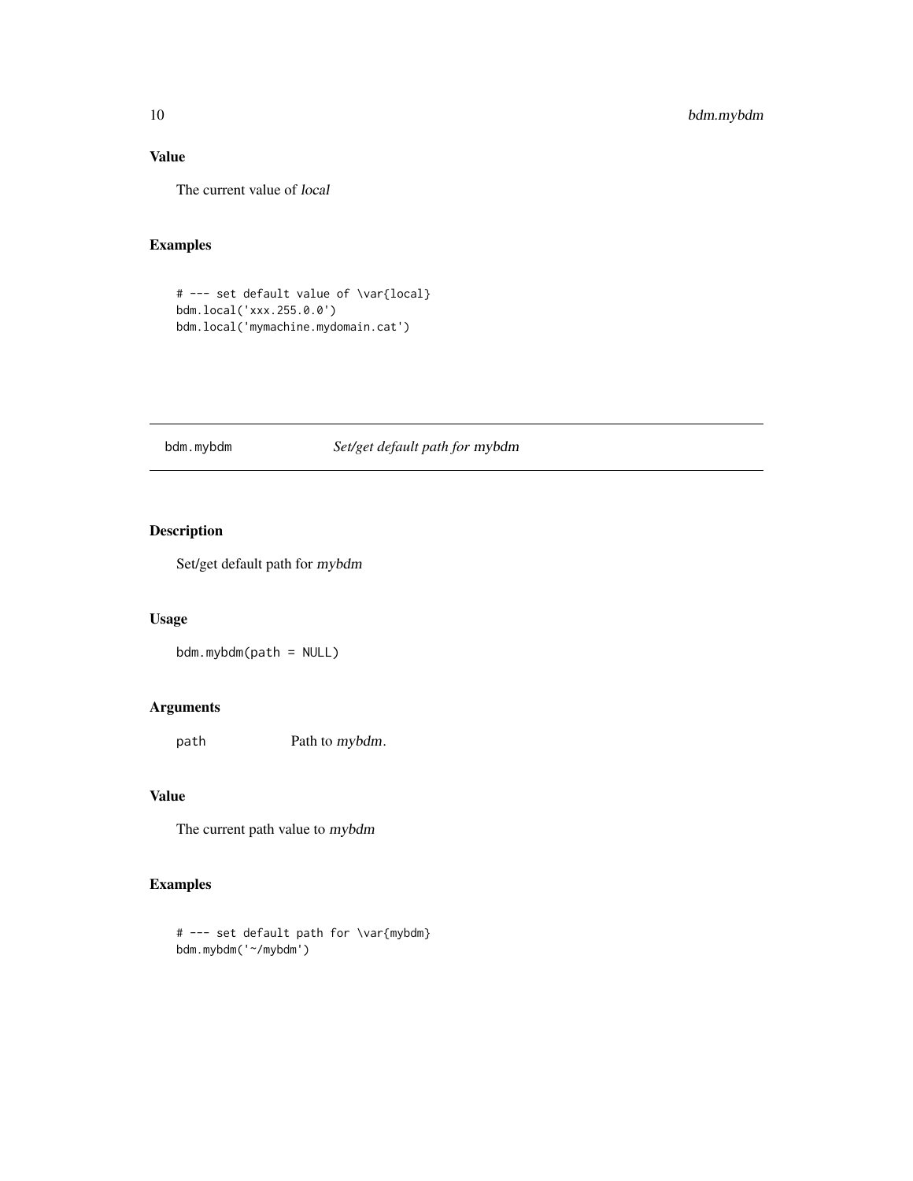### Value

The current value of *local*

### Examples

```
# --- set default value of \var{local}
bdm.local('xxx.255.0.0')
bdm.local('mymachine.mydomain.cat')
```

---

## bdm.mybdm — *Set/get default path for* mybdm

---

### Description

Set/get default path for *mybdm*

### Usage

```
bdm.mybdm(path = NULL)
```

### Arguments

| | |
|---|---|
| `path` | Path to *mybdm*. |

### Value

The current path value to *mybdm*

### Examples

```
# --- set default path for \var{mybdm}
bdm.mybdm('~/mybdm')
```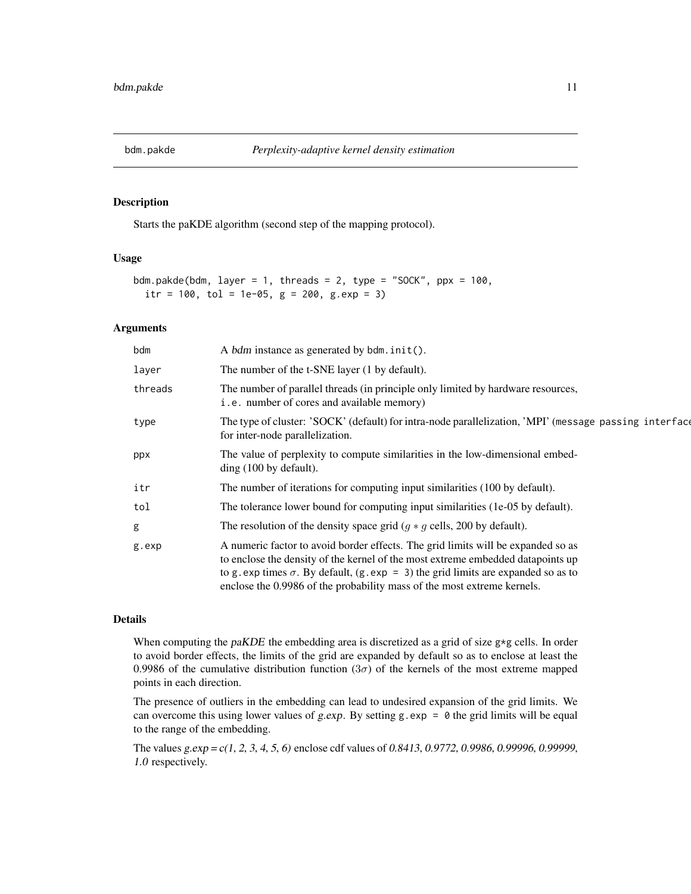## bdm.pakde — *Perplexity-adaptive kernel density estimation*

### Description

Starts the paKDE algorithm (second step of the mapping protocol).

### Usage

```
bdm.pakde(bdm, layer = 1, threads = 2, type = "SOCK", ppx = 100,
  itr = 100, tol = 1e-05, g = 200, g.exp = 3)
```

### Arguments

| | |
|---|---|
| `bdm` | A *bdm* instance as generated by `bdm.init()`. |
| `layer` | The number of the t-SNE layer (1 by default). |
| `threads` | The number of parallel threads (in principle only limited by hardware resources, i.e. number of cores and available memory) |
| `type` | The type of cluster: 'SOCK' (default) for intra-node parallelization, 'MPI' (message passing interface) for inter-node parallelization. |
| `ppx` | The value of perplexity to compute similarities in the low-dimensional embedding (100 by default). |
| `itr` | The number of iterations for computing input similarities (100 by default). |
| `tol` | The tolerance lower bound for computing input similarities (1e-05 by default). |
| `g` | The resolution of the density space grid ($g * g$ cells, 200 by default). |
| `g.exp` | A numeric factor to avoid border effects. The grid limits will be expanded so as to enclose the density of the kernel of the most extreme embedded datapoints up to `g.exp` times $\sigma$. By default, (`g.exp = 3`) the grid limits are expanded so as to enclose the 0.9986 of the probability mass of the most extreme kernels. |

### Details

When computing the *paKDE* the embedding area is discretized as a grid of size `g*g` cells. In order to avoid border effects, the limits of the grid are expanded by default so as to enclose at least the 0.9986 of the cumulative distribution function ($3\sigma$) of the kernels of the most extreme mapped points in each direction.

The presence of outliers in the embedding can lead to undesired expansion of the grid limits. We can overcome this using lower values of *g.exp*. By setting `g.exp = 0` the grid limits will be equal to the range of the embedding.

The values *g.exp = c(1, 2, 3, 4, 5, 6)* enclose cdf values of *0.8413, 0.9772, 0.9986, 0.99996, 0.99999, 1.0* respectively.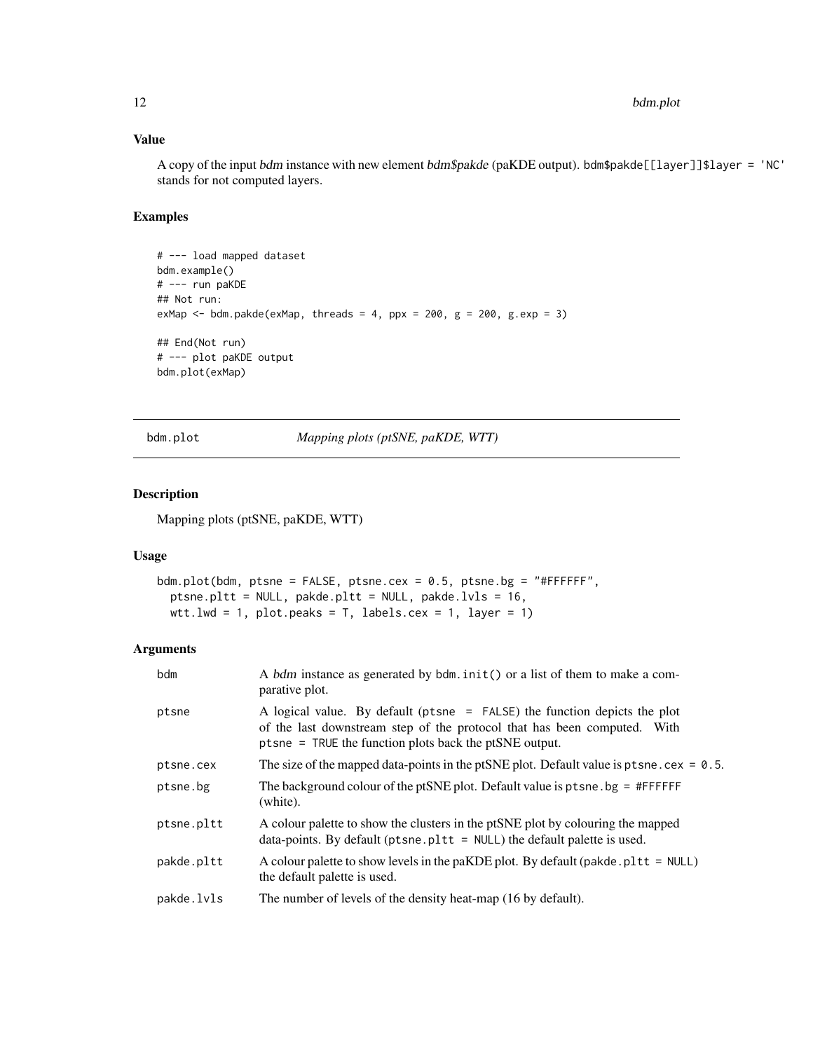### Value

A copy of the input *bdm* instance with new element *bdm$pakde* (paKDE output). `bdm$pakde[[layer]]$layer = 'NC'` stands for not computed layers.

### Examples

```
# --- load mapped dataset
bdm.example()
# --- run paKDE
## Not run:
exMap <- bdm.pakde(exMap, threads = 4, ppx = 200, g = 200, g.exp = 3)

## End(Not run)
# --- plot paKDE output
bdm.plot(exMap)
```

---

## bdm.plot — *Mapping plots (ptSNE, paKDE, WTT)*

### Description

Mapping plots (ptSNE, paKDE, WTT)

### Usage

```
bdm.plot(bdm, ptsne = FALSE, ptsne.cex = 0.5, ptsne.bg = "#FFFFFF",
  ptsne.pltt = NULL, pakde.pltt = NULL, pakde.lvls = 16,
  wtt.lwd = 1, plot.peaks = T, labels.cex = 1, layer = 1)
```

### Arguments

| | |
|---|---|
| bdm | A *bdm* instance as generated by `bdm.init()` or a list of them to make a comparative plot. |
| ptsne | A logical value. By default (`ptsne = FALSE`) the function depicts the plot of the last downstream step of the protocol that has been computed. With `ptsne = TRUE` the function plots back the ptSNE output. |
| ptsne.cex | The size of the mapped data-points in the ptSNE plot. Default value is `ptsne.cex = 0.5`. |
| ptsne.bg | The background colour of the ptSNE plot. Default value is `ptsne.bg = #FFFFFF` (white). |
| ptsne.pltt | A colour palette to show the clusters in the ptSNE plot by colouring the mapped data-points. By default (`ptsne.pltt = NULL`) the default palette is used. |
| pakde.pltt | A colour palette to show levels in the paKDE plot. By default (`pakde.pltt = NULL`) the default palette is used. |
| pakde.lvls | The number of levels of the density heat-map (16 by default). |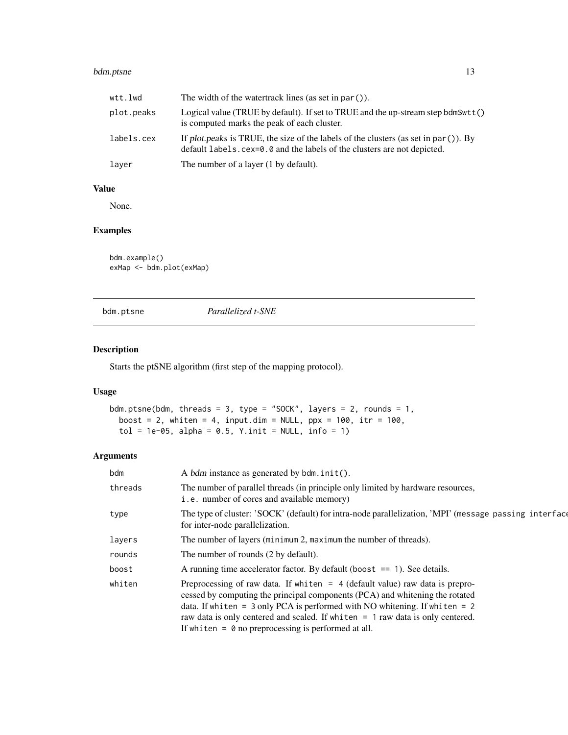| | |
|---|---|
| wtt.lwd | The width of the watertrack lines (as set in `par()`). |
| plot.peaks | Logical value (TRUE by default). If set to TRUE and the up-stream step `bdm$wtt()` is computed marks the peak of each cluster. |
| labels.cex | If *plot.peaks* is TRUE, the size of the labels of the clusters (as set in `par()`). By default `labels.cex=0.0` and the labels of the clusters are not depicted. |
| layer | The number of a layer (1 by default). |

### Value

None.

### Examples

```
bdm.example()
exMap <- bdm.plot(exMap)
```

## bdm.ptsne *Parallelized t-SNE*

### Description

Starts the ptSNE algorithm (first step of the mapping protocol).

### Usage

```
bdm.ptsne(bdm, threads = 3, type = "SOCK", layers = 2, rounds = 1,
  boost = 2, whiten = 4, input.dim = NULL, ppx = 100, itr = 100,
  tol = 1e-05, alpha = 0.5, Y.init = NULL, info = 1)
```

### Arguments

| | |
|---|---|
| bdm | A *bdm* instance as generated by `bdm.init()`. |
| threads | The number of parallel threads (in principle only limited by hardware resources, `i.e.` number of cores and available memory) |
| type | The type of cluster: 'SOCK' (default) for intra-node parallelization, 'MPI' (`message passing interface`) for inter-node parallelization. |
| layers | The number of layers (`minimum` 2, `maximum` the number of threads). |
| rounds | The number of rounds (2 by default). |
| boost | A running time accelerator factor. By default (`boost == 1`). See details. |
| whiten | Preprocessing of raw data. If `whiten = 4` (default value) raw data is preprocessed by computing the principal components (PCA) and whitening the rotated data. If `whiten = 3` only PCA is performed with NO whitening. If `whiten = 2` raw data is only centered and scaled. If `whiten = 1` raw data is only centered. If `whiten = 0` no preprocessing is performed at all. |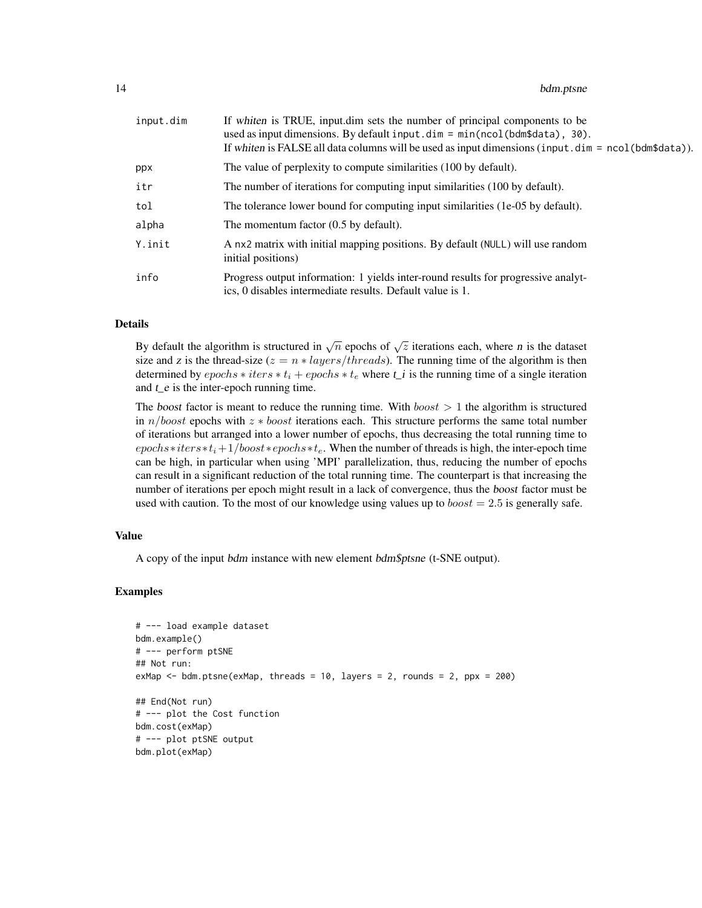| | |
|---|---|
| `input.dim` | If *whiten* is TRUE, input.dim sets the number of principal components to be used as input dimensions. By default `input.dim = min(ncol(bdm$data), 30)`. If *whiten* is FALSE all data columns will be used as input dimensions (`input.dim = ncol(bdm$data)`). |
| `ppx` | The value of perplexity to compute similarities (100 by default). |
| `itr` | The number of iterations for computing input similarities (100 by default). |
| `tol` | The tolerance lower bound for computing input similarities (1e-05 by default). |
| `alpha` | The momentum factor (0.5 by default). |
| `Y.init` | A `nx2` matrix with initial mapping positions. By default (`NULL`) will use random initial positions) |
| `info` | Progress output information: 1 yields inter-round results for progressive analytics, 0 disables intermediate results. Default value is 1. |

### Details

By default the algorithm is structured in $\sqrt{n}$ epochs of $\sqrt{z}$ iterations each, where *n* is the dataset size and *z* is the thread-size ($z = n * layers/threads$). The running time of the algorithm is then determined by $epochs * iters * t_i + epochs * t_e$ where *t_i* is the running time of a single iteration and *t_e* is the inter-epoch running time.

The *boost* factor is meant to reduce the running time. With $boost > 1$ the algorithm is structured in $n/boost$ epochs with $z * boost$ iterations each. This structure performs the same total number of iterations but arranged into a lower number of epochs, thus decreasing the total running time to $epochs*iters*t_i + 1/boost*epochs*t_e$. When the number of threads is high, the inter-epoch time can be high, in particular when using 'MPI' parallelization, thus, reducing the number of epochs can result in a significant reduction of the total running time. The counterpart is that increasing the number of iterations per epoch might result in a lack of convergence, thus the *boost* factor must be used with caution. To the most of our knowledge using values up to $boost = 2.5$ is generally safe.

### Value

A copy of the input *bdm* instance with new element *bdm$ptsne* (t-SNE output).

### Examples

```
# --- load example dataset
bdm.example()
# --- perform ptSNE
## Not run:
exMap <- bdm.ptsne(exMap, threads = 10, layers = 2, rounds = 2, ppx = 200)

## End(Not run)
# --- plot the Cost function
bdm.cost(exMap)
# --- plot ptSNE output
bdm.plot(exMap)
```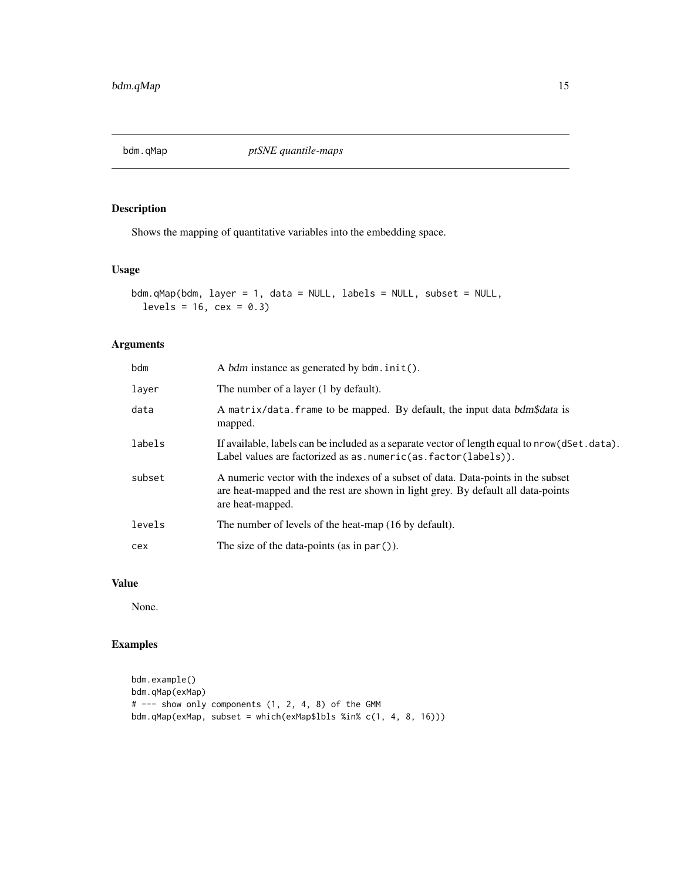# bdm.qMap *ptSNE quantile-maps*

## Description

Shows the mapping of quantitative variables into the embedding space.

## Usage

```
bdm.qMap(bdm, layer = 1, data = NULL, labels = NULL, subset = NULL,
  levels = 16, cex = 0.3)
```

## Arguments

| | |
|---|---|
| bdm | A *bdm* instance as generated by `bdm.init()`. |
| layer | The number of a layer (1 by default). |
| data | A `matrix/data.frame` to be mapped. By default, the input data *bdm$data* is mapped. |
| labels | If available, labels can be included as a separate vector of length equal to `nrow(dSet.data)`. Label values are factorized as `as.numeric(as.factor(labels))`. |
| subset | A numeric vector with the indexes of a subset of data. Data-points in the subset are heat-mapped and the rest are shown in light grey. By default all data-points are heat-mapped. |
| levels | The number of levels of the heat-map (16 by default). |
| cex | The size of the data-points (as in `par()`). |

## Value

None.

## Examples

```
bdm.example()
bdm.qMap(exMap)
# --- show only components (1, 2, 4, 8) of the GMM
bdm.qMap(exMap, subset = which(exMap$lbls %in% c(1, 4, 8, 16)))
```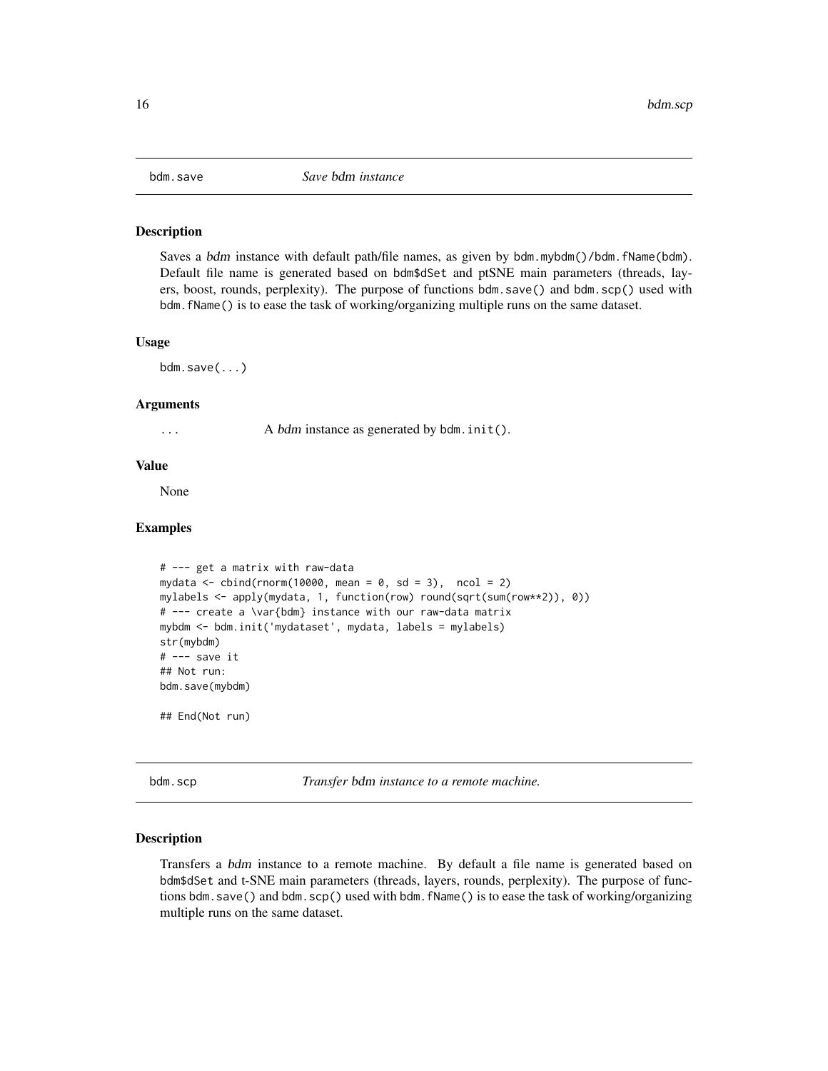## bdm.save *Save bdm instance*

### Description

Saves a *bdm* instance with default path/file names, as given by `bdm.mybdm()/bdm.fName(bdm)`. Default file name is generated based on `bdm$dSet` and ptSNE main parameters (threads, layers, boost, rounds, perplexity). The purpose of functions `bdm.save()` and `bdm.scp()` used with `bdm.fName()` is to ease the task of working/organizing multiple runs on the same dataset.

### Usage

```
bdm.save(...)
```

### Arguments

| | |
|---|---|
| `...` | A *bdm* instance as generated by `bdm.init()`. |

### Value

None

### Examples

```
# --- get a matrix with raw-data
mydata <- cbind(rnorm(10000, mean = 0, sd = 3),  ncol = 2)
mylabels <- apply(mydata, 1, function(row) round(sqrt(sum(row**2)), 0))
# --- create a \var{bdm} instance with our raw-data matrix
mybdm <- bdm.init('mydataset', mydata, labels = mylabels)
str(mybdm)
# --- save it
## Not run:
bdm.save(mybdm)

## End(Not run)
```

## bdm.scp *Transfer bdm instance to a remote machine.*

### Description

Transfers a *bdm* instance to a remote machine. By default a file name is generated based on `bdm$dSet` and t-SNE main parameters (threads, layers, rounds, perplexity). The purpose of functions `bdm.save()` and `bdm.scp()` used with `bdm.fName()` is to ease the task of working/organizing multiple runs on the same dataset.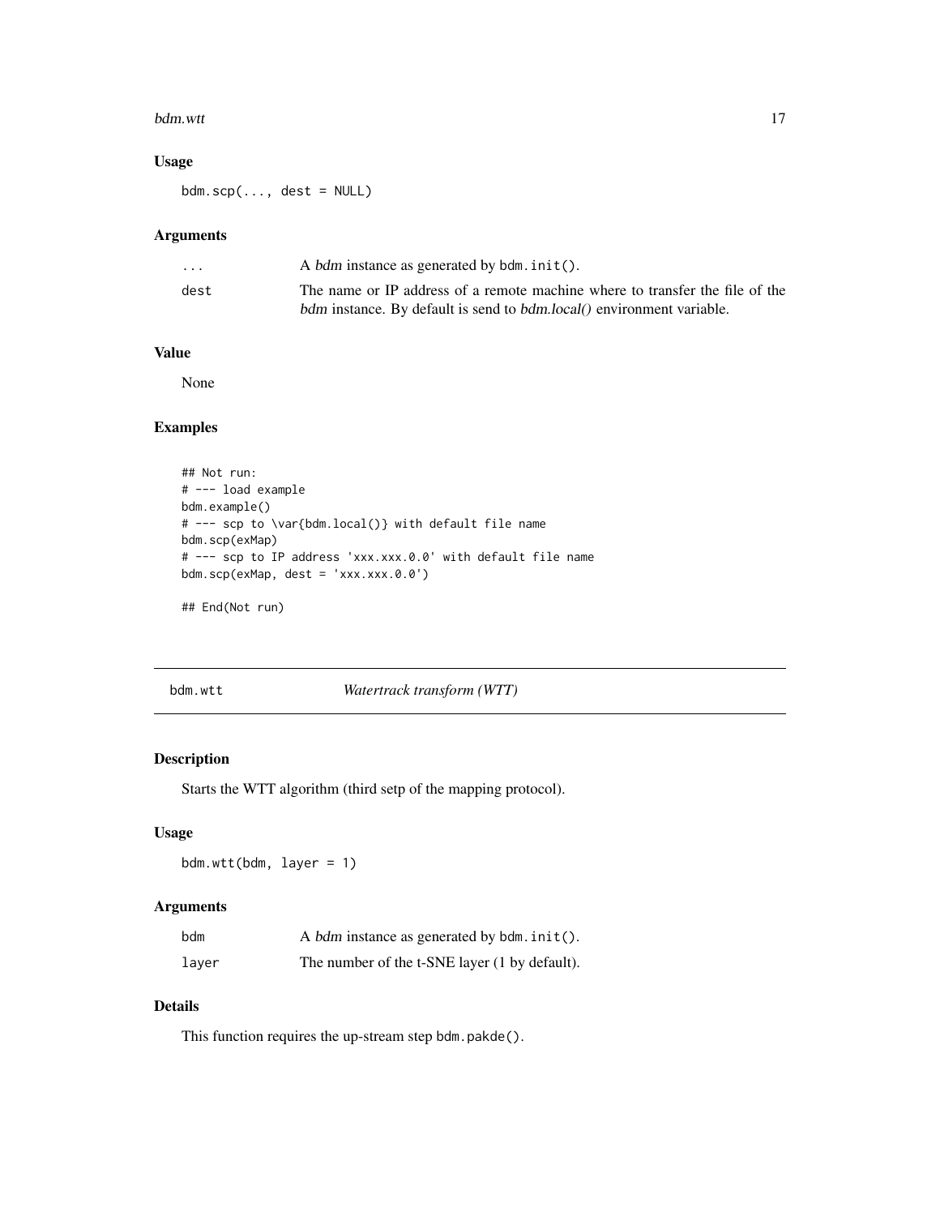### Usage

```
bdm.scp(..., dest = NULL)
```

### Arguments

| | |
|---|---|
| ... | A *bdm* instance as generated by `bdm.init()`. |
| dest | The name or IP address of a remote machine where to transfer the file of the *bdm* instance. By default is send to *bdm.local()* environment variable. |

### Value

None

### Examples

```
## Not run:
# --- load example
bdm.example()
# --- scp to \var{bdm.local()} with default file name
bdm.scp(exMap)
# --- scp to IP address 'xxx.xxx.0.0' with default file name
bdm.scp(exMap, dest = 'xxx.xxx.0.0')

## End(Not run)
```

---

## bdm.wtt — *Watertrack transform (WTT)*

### Description

Starts the WTT algorithm (third setp of the mapping protocol).

### Usage

```
bdm.wtt(bdm, layer = 1)
```

### Arguments

| | |
|---|---|
| bdm | A *bdm* instance as generated by `bdm.init()`. |
| layer | The number of the t-SNE layer (1 by default). |

### Details

This function requires the up-stream step `bdm.pakde()`.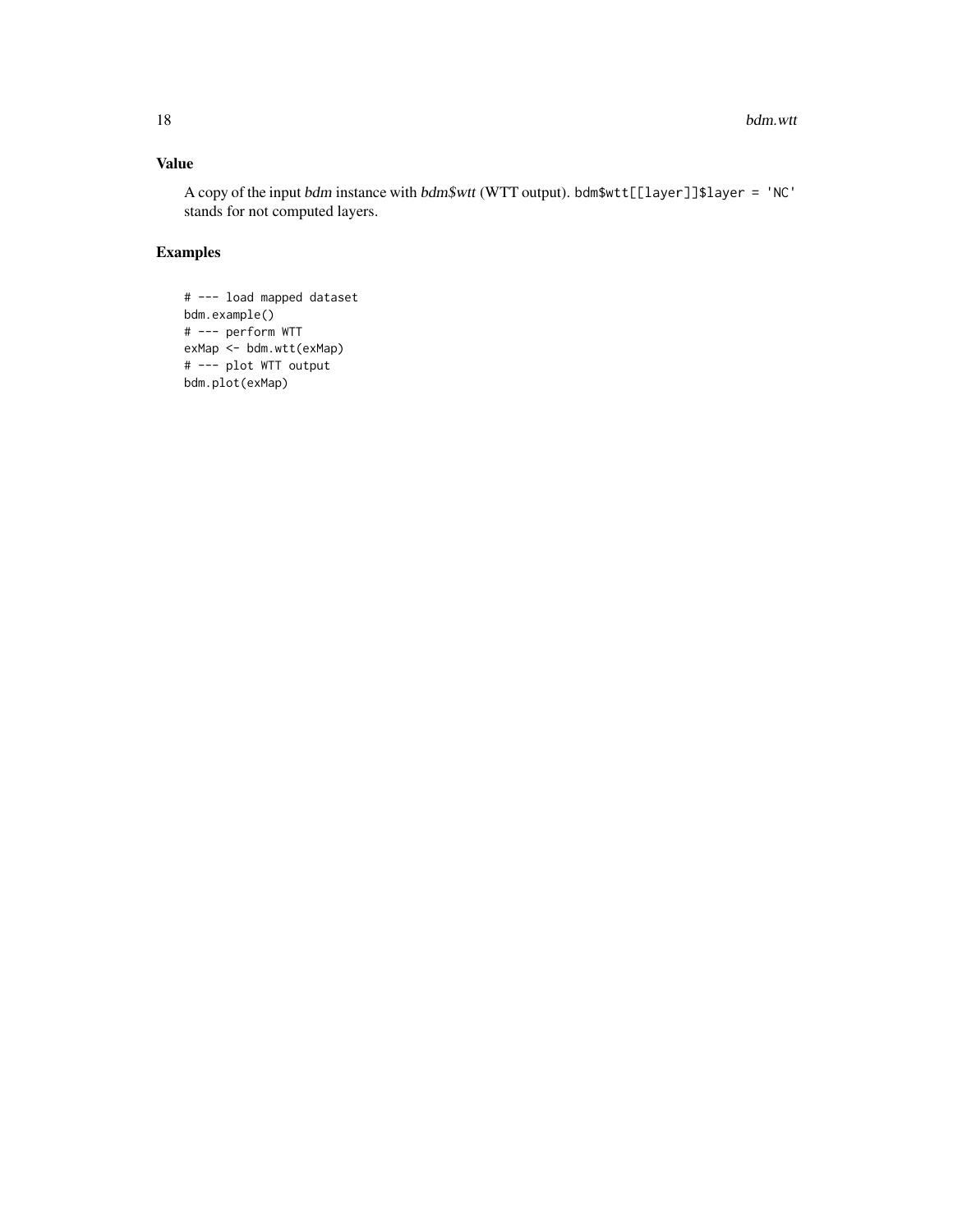## Value

A copy of the input *bdm* instance with *bdm$wtt* (WTT output). `bdm$wtt[[layer]]$layer = 'NC'` stands for not computed layers.

## Examples

```
# --- load mapped dataset
bdm.example()
# --- perform WTT
exMap <- bdm.wtt(exMap)
# --- plot WTT output
bdm.plot(exMap)
```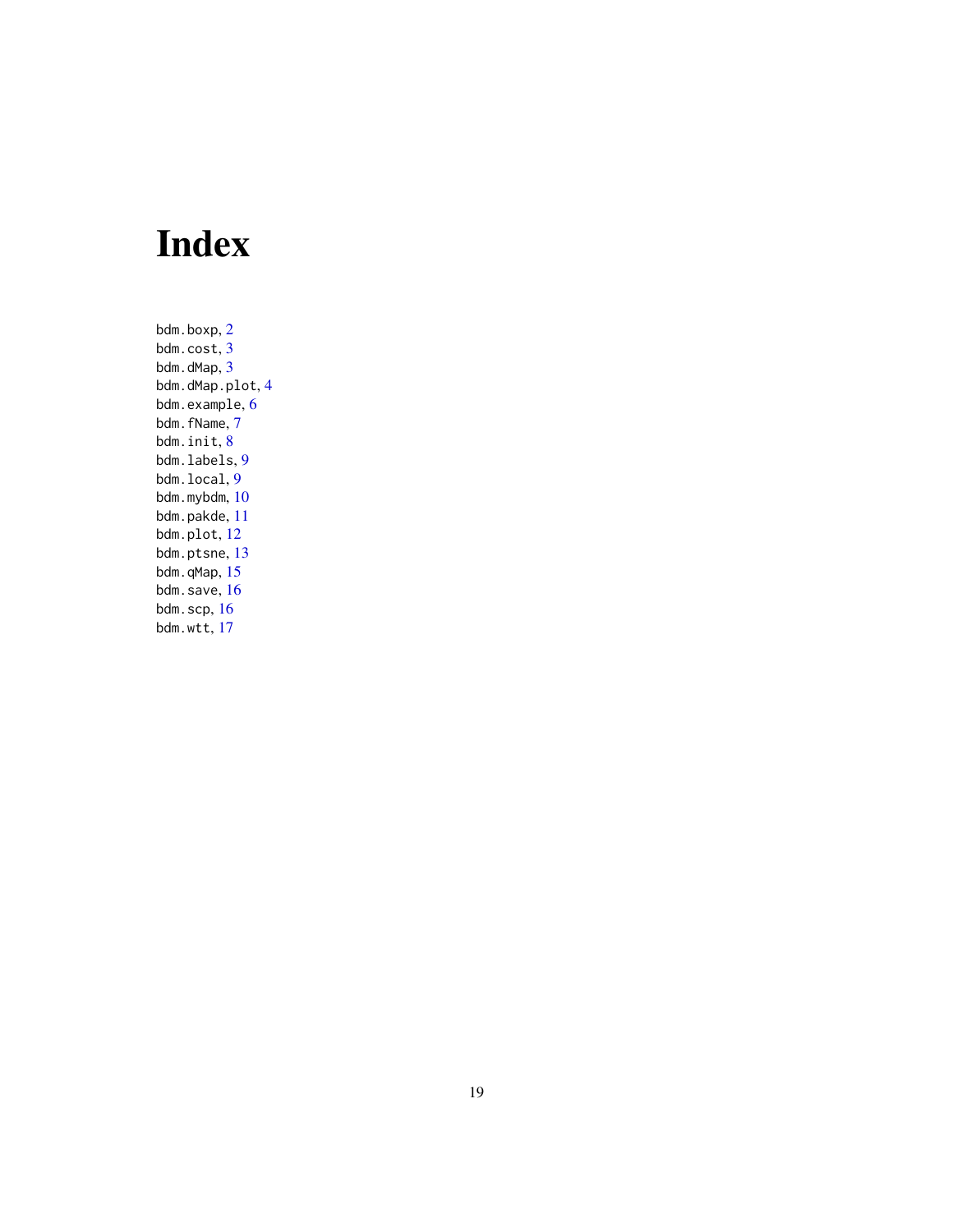# Index

bdm.boxp, 2
bdm.cost, 3
bdm.dMap, 3
bdm.dMap.plot, 4
bdm.example, 6
bdm.fName, 7
bdm.init, 8
bdm.labels, 9
bdm.local, 9
bdm.mybdm, 10
bdm.pakde, 11
bdm.plot, 12
bdm.ptsne, 13
bdm.qMap, 15
bdm.save, 16
bdm.scp, 16
bdm.wtt, 17